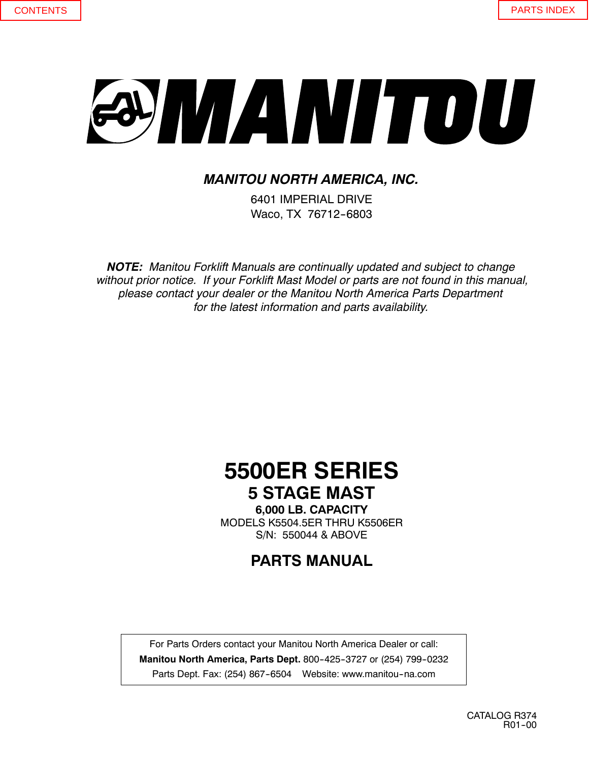CONTENTS

PARTS INDEX

# MANITOU

***MANITOU NORTH AMERICA, INC.***

6401 IMPERIAL DRIVE
Waco, TX 76712-6803

***NOTE:*** *Manitou Forklift Manuals are continually updated and subject to change without prior notice. If your Forklift Mast Model or parts are not found in this manual, please contact your dealer or the Manitou North America Parts Department for the latest information and parts availability.*

# 5500ER SERIES

## 5 STAGE MAST

**6,000 LB. CAPACITY**

MODELS K5504.5ER THRU K5506ER
S/N: 550044 & ABOVE

## PARTS MANUAL

For Parts Orders contact your Manitou North America Dealer or call:
**Manitou North America, Parts Dept.** 800-425-3727 or (254) 799-0232
Parts Dept. Fax: (254) 867-6504 Website: www.manitou-na.com

CATALOG R374
R01-00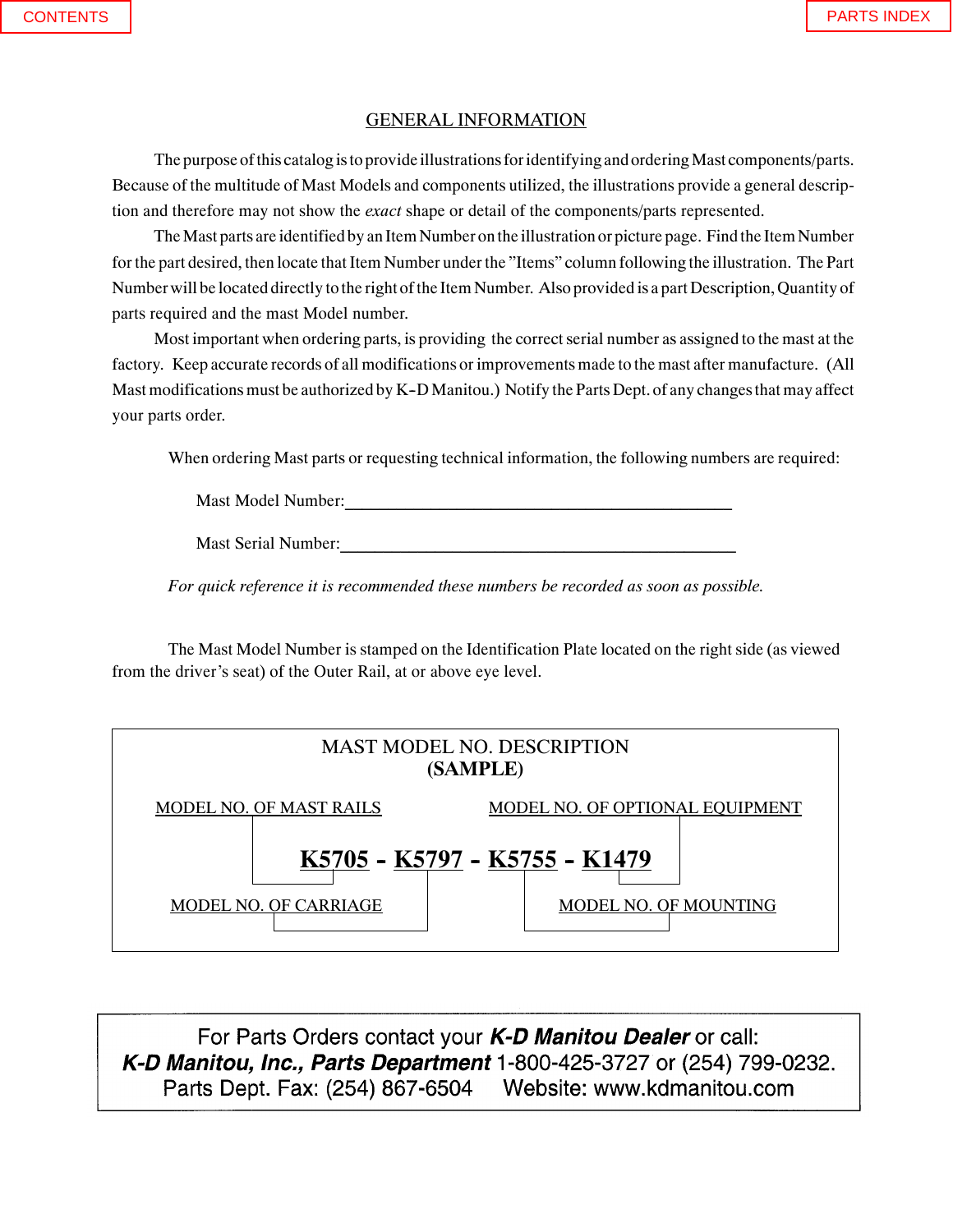## GENERAL INFORMATION

The purpose of this catalog is to provide illustrations for identifying and ordering Mast components/parts. Because of the multitude of Mast Models and components utilized, the illustrations provide a general description and therefore may not show the *exact* shape or detail of the components/parts represented.

The Mast parts are identified by an Item Number on the illustration or picture page. Find the Item Number for the part desired, then locate that Item Number under the "Items" column following the illustration. The Part Number will be located directly to the right of the Item Number. Also provided is a part Description, Quantity of parts required and the mast Model number.

Most important when ordering parts, is providing the correct serial number as assigned to the mast at the factory. Keep accurate records of all modifications or improvements made to the mast after manufacture. (All Mast modifications must be authorized by K-D Manitou.) Notify the Parts Dept. of any changes that may affect your parts order.

When ordering Mast parts or requesting technical information, the following numbers are required:

Mast Model Number:_______________________________________________

Mast Serial Number:_______________________________________________

*For quick reference it is recommended these numbers be recorded as soon as possible.*

The Mast Model Number is stamped on the Identification Plate located on the right side (as viewed from the driver's seat) of the Outer Rail, at or above eye level.

MAST MODEL NO. DESCRIPTION
**(SAMPLE)**

**K5705 - K5797 - K5755 - K1479**

- K5705 — MODEL NO. OF MAST RAILS
- K5797 — MODEL NO. OF CARRIAGE
- K5755 — MODEL NO. OF MOUNTING
- K1479 — MODEL NO. OF OPTIONAL EQUIPMENT

For Parts Orders contact your ***K-D Manitou Dealer*** or call:
***K-D Manitou, Inc., Parts Department*** 1-800-425-3727 or (254) 799-0232.
Parts Dept. Fax: (254) 867-6504     Website: www.kdmanitou.com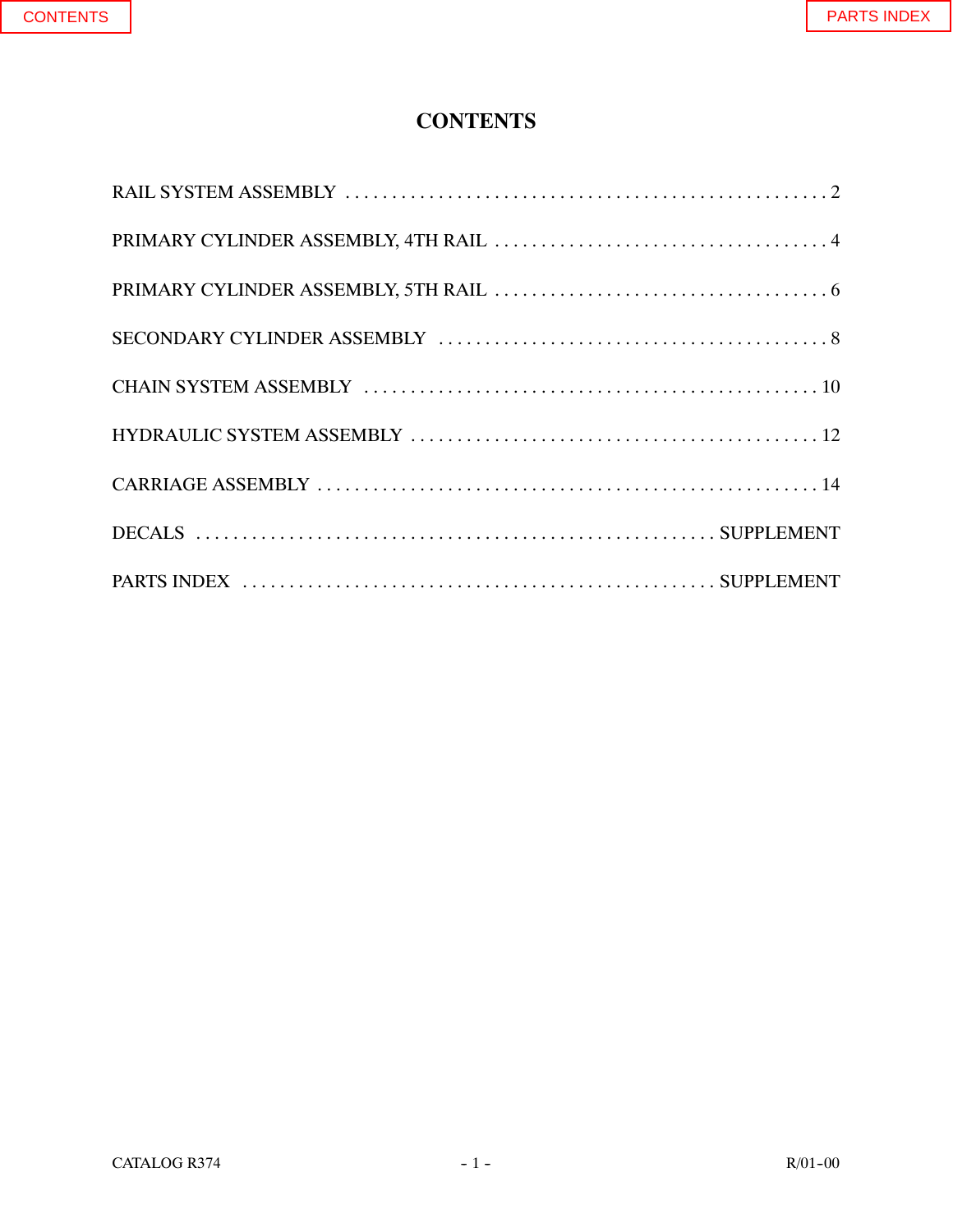# CONTENTS

| | |
|---|---|
| RAIL SYSTEM ASSEMBLY | 2 |
| PRIMARY CYLINDER ASSEMBLY, 4TH RAIL | 4 |
| PRIMARY CYLINDER ASSEMBLY, 5TH RAIL | 6 |
| SECONDARY CYLINDER ASSEMBLY | 8 |
| CHAIN SYSTEM ASSEMBLY | 10 |
| HYDRAULIC SYSTEM ASSEMBLY | 12 |
| CARRIAGE ASSEMBLY | 14 |
| DECALS | SUPPLEMENT |
| PARTS INDEX | SUPPLEMENT |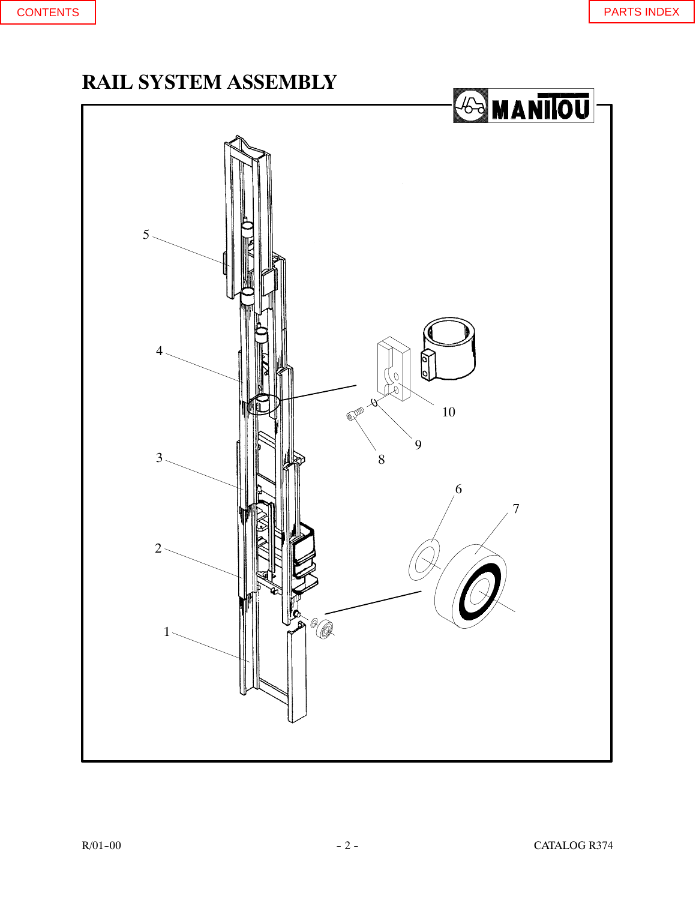# RAIL SYSTEM ASSEMBLY

5

4

3

2

1

10

9

8

6

7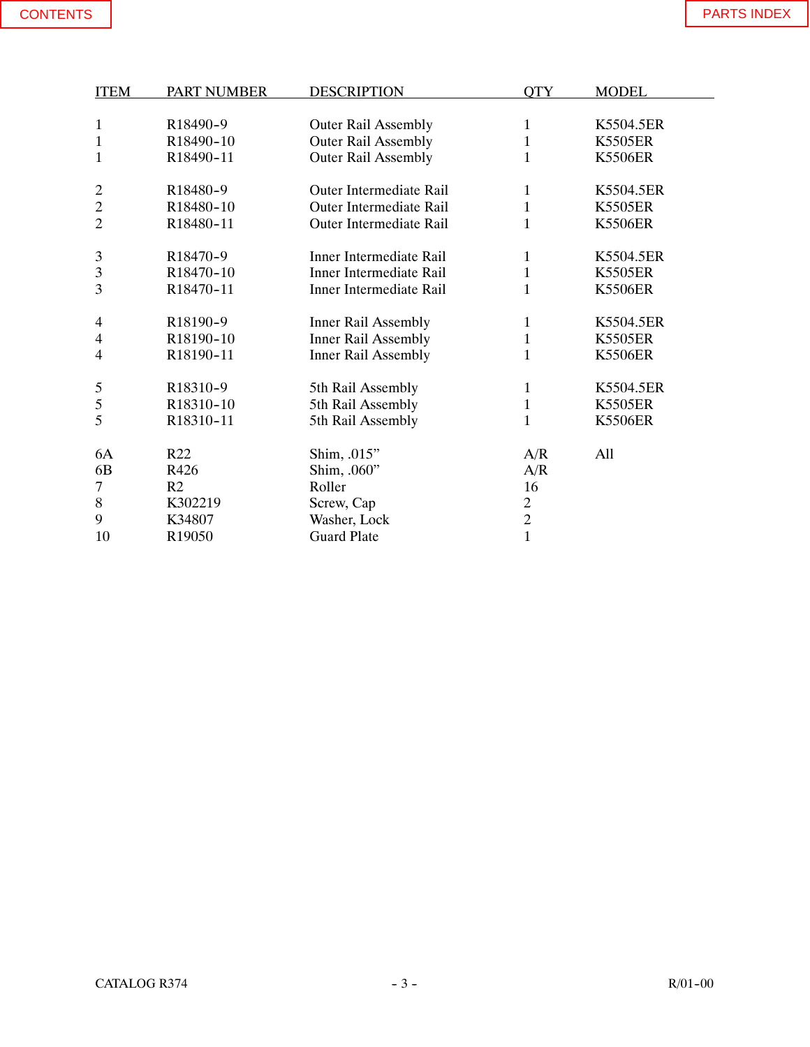| ITEM | PART NUMBER | DESCRIPTION | QTY | MODEL |
|---|---|---|---|---|
| 1 | R18490-9 | Outer Rail Assembly | 1 | K5504.5ER |
| 1 | R18490-10 | Outer Rail Assembly | 1 | K5505ER |
| 1 | R18490-11 | Outer Rail Assembly | 1 | K5506ER |
| 2 | R18480-9 | Outer Intermediate Rail | 1 | K5504.5ER |
| 2 | R18480-10 | Outer Intermediate Rail | 1 | K5505ER |
| 2 | R18480-11 | Outer Intermediate Rail | 1 | K5506ER |
| 3 | R18470-9 | Inner Intermediate Rail | 1 | K5504.5ER |
| 3 | R18470-10 | Inner Intermediate Rail | 1 | K5505ER |
| 3 | R18470-11 | Inner Intermediate Rail | 1 | K5506ER |
| 4 | R18190-9 | Inner Rail Assembly | 1 | K5504.5ER |
| 4 | R18190-10 | Inner Rail Assembly | 1 | K5505ER |
| 4 | R18190-11 | Inner Rail Assembly | 1 | K5506ER |
| 5 | R18310-9 | 5th Rail Assembly | 1 | K5504.5ER |
| 5 | R18310-10 | 5th Rail Assembly | 1 | K5505ER |
| 5 | R18310-11 | 5th Rail Assembly | 1 | K5506ER |
| 6A | R22 | Shim, .015" | A/R | All |
| 6B | R426 | Shim, .060" | A/R | |
| 7 | R2 | Roller | 16 | |
| 8 | K302219 | Screw, Cap | 2 | |
| 9 | K34807 | Washer, Lock | 2 | |
| 10 | R19050 | Guard Plate | 1 | |

CATALOG R374 R/01-00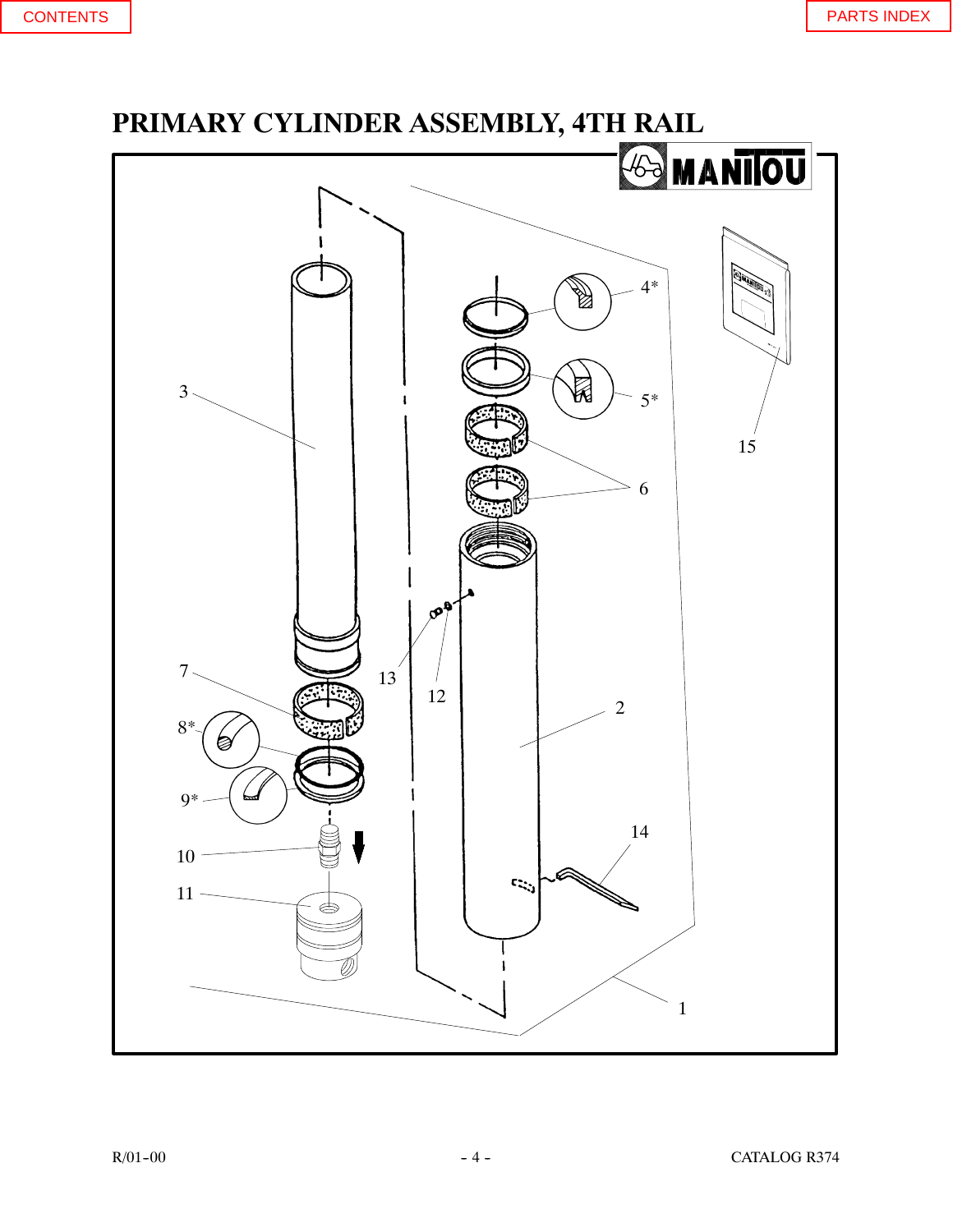# PRIMARY CYLINDER ASSEMBLY, 4TH RAIL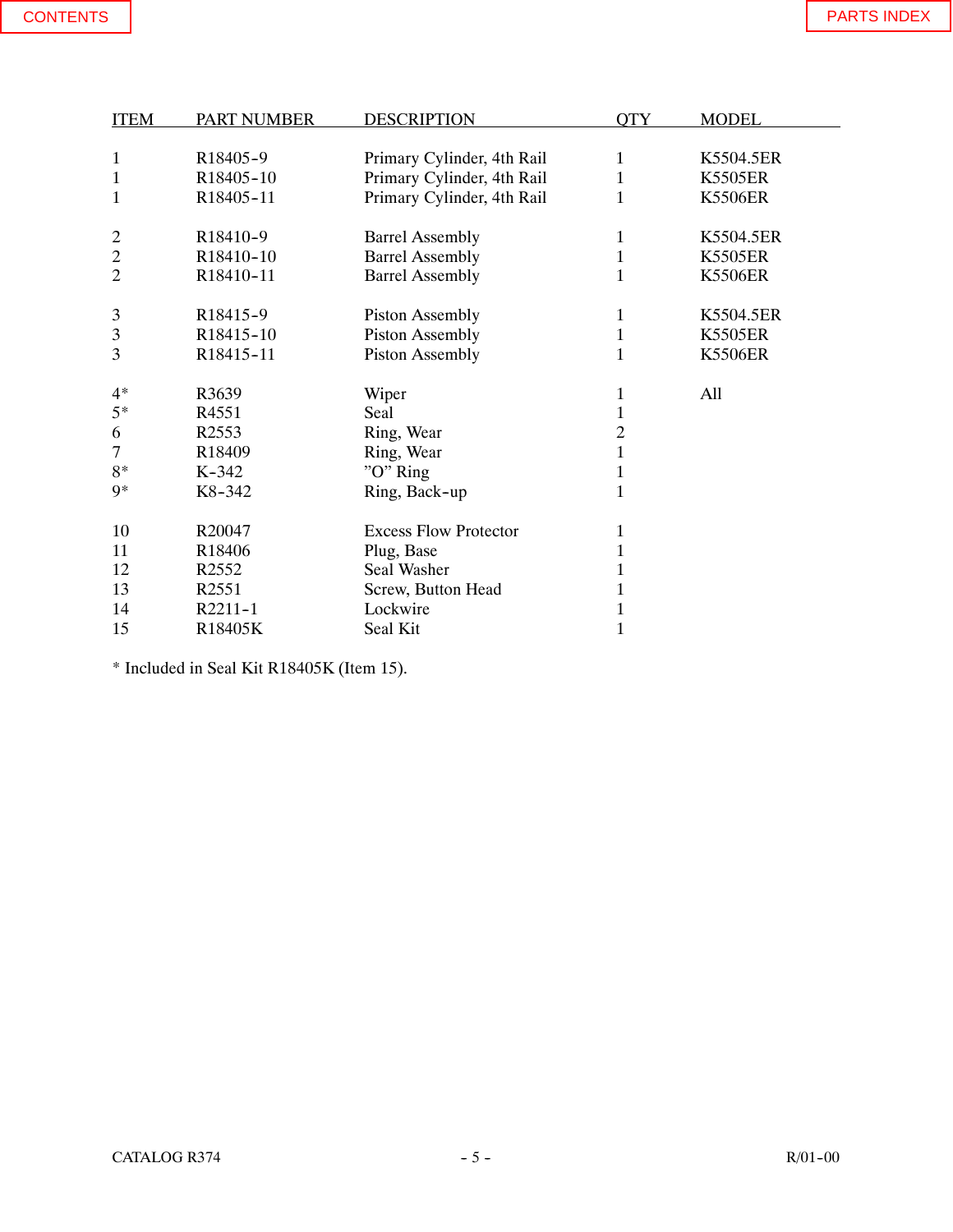| ITEM | PART NUMBER | DESCRIPTION | QTY | MODEL |
|---|---|---|---|---|
| 1 | R18405-9 | Primary Cylinder, 4th Rail | 1 | K5504.5ER |
| 1 | R18405-10 | Primary Cylinder, 4th Rail | 1 | K5505ER |
| 1 | R18405-11 | Primary Cylinder, 4th Rail | 1 | K5506ER |
| 2 | R18410-9 | Barrel Assembly | 1 | K5504.5ER |
| 2 | R18410-10 | Barrel Assembly | 1 | K5505ER |
| 2 | R18410-11 | Barrel Assembly | 1 | K5506ER |
| 3 | R18415-9 | Piston Assembly | 1 | K5504.5ER |
| 3 | R18415-10 | Piston Assembly | 1 | K5505ER |
| 3 | R18415-11 | Piston Assembly | 1 | K5506ER |
| 4* | R3639 | Wiper | 1 | All |
| 5* | R4551 | Seal | 1 | |
| 6 | R2553 | Ring, Wear | 2 | |
| 7 | R18409 | Ring, Wear | 1 | |
| 8* | K-342 | ”O” Ring | 1 | |
| 9* | K8-342 | Ring, Back-up | 1 | |
| 10 | R20047 | Excess Flow Protector | 1 | |
| 11 | R18406 | Plug, Base | 1 | |
| 12 | R2552 | Seal Washer | 1 | |
| 13 | R2551 | Screw, Button Head | 1 | |
| 14 | R2211-1 | Lockwire | 1 | |
| 15 | R18405K | Seal Kit | 1 | |

* Included in Seal Kit R18405K (Item 15).

CATALOG R374 R/01-00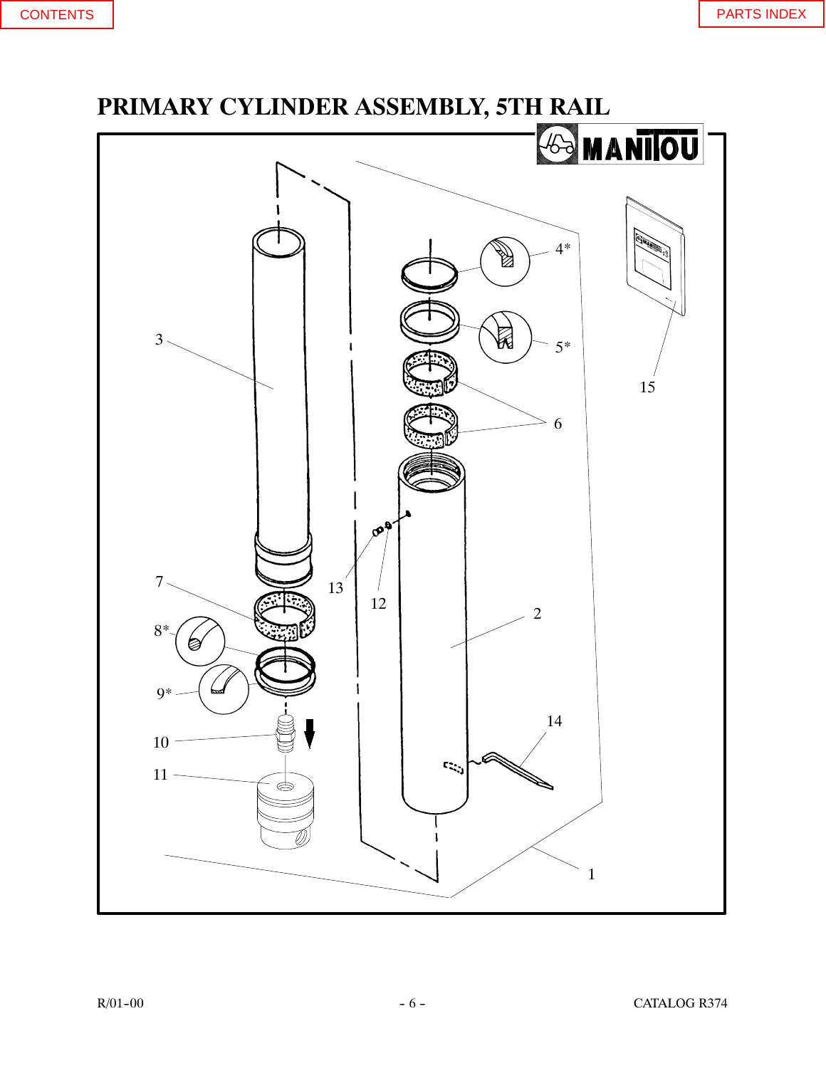CONTENTS

PARTS INDEX

# PRIMARY CYLINDER ASSEMBLY, 5TH RAIL

MANITOU

3

4*

5*

6

15

7

13

12

2

8*

9*

10

11

14

1

R/01-00

CATALOG R374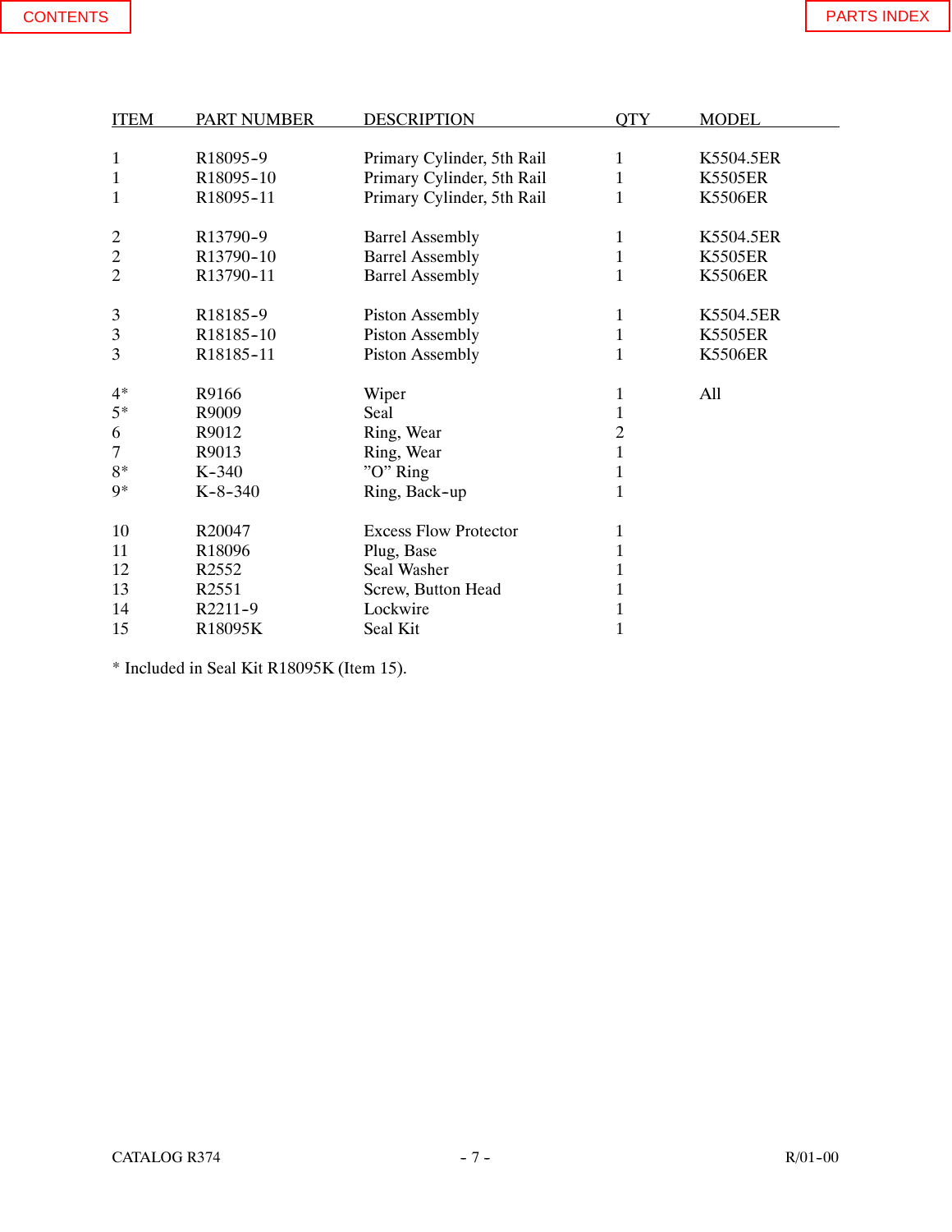| ITEM | PART NUMBER | DESCRIPTION | QTY | MODEL |
|---|---|---|---|---|
| 1 | R18095-9 | Primary Cylinder, 5th Rail | 1 | K5504.5ER |
| 1 | R18095-10 | Primary Cylinder, 5th Rail | 1 | K5505ER |
| 1 | R18095-11 | Primary Cylinder, 5th Rail | 1 | K5506ER |
| 2 | R13790-9 | Barrel Assembly | 1 | K5504.5ER |
| 2 | R13790-10 | Barrel Assembly | 1 | K5505ER |
| 2 | R13790-11 | Barrel Assembly | 1 | K5506ER |
| 3 | R18185-9 | Piston Assembly | 1 | K5504.5ER |
| 3 | R18185-10 | Piston Assembly | 1 | K5505ER |
| 3 | R18185-11 | Piston Assembly | 1 | K5506ER |
| 4* | R9166 | Wiper | 1 | All |
| 5* | R9009 | Seal | 1 | |
| 6 | R9012 | Ring, Wear | 2 | |
| 7 | R9013 | Ring, Wear | 1 | |
| 8* | K-340 | ”O” Ring | 1 | |
| 9* | K-8-340 | Ring, Back-up | 1 | |
| 10 | R20047 | Excess Flow Protector | 1 | |
| 11 | R18096 | Plug, Base | 1 | |
| 12 | R2552 | Seal Washer | 1 | |
| 13 | R2551 | Screw, Button Head | 1 | |
| 14 | R2211-9 | Lockwire | 1 | |
| 15 | R18095K | Seal Kit | 1 | |

* Included in Seal Kit R18095K (Item 15).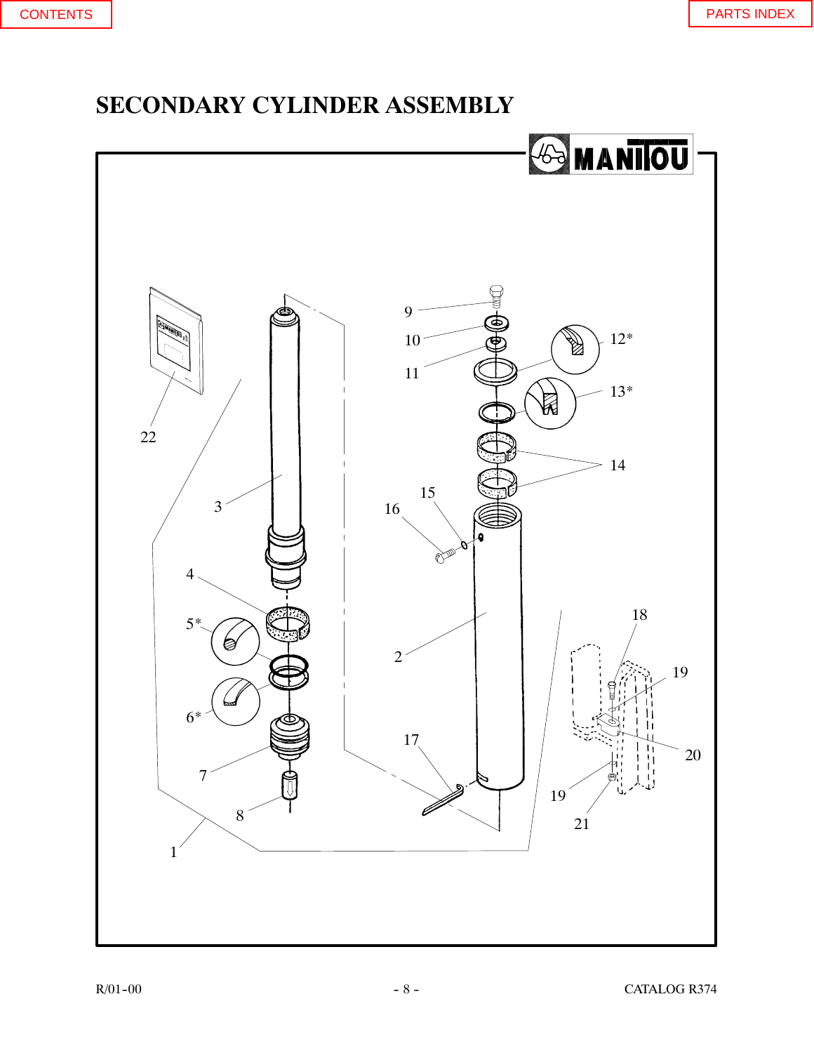# SECONDARY CYLINDER ASSEMBLY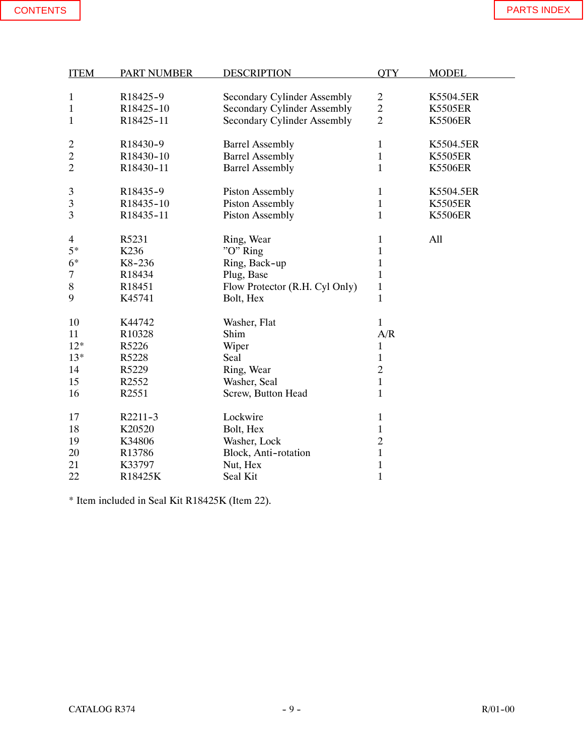| ITEM | PART NUMBER | DESCRIPTION | QTY | MODEL |
|---|---|---|---|---|
| 1 | R18425-9 | Secondary Cylinder Assembly | 2 | K5504.5ER |
| 1 | R18425-10 | Secondary Cylinder Assembly | 2 | K5505ER |
| 1 | R18425-11 | Secondary Cylinder Assembly | 2 | K5506ER |
| 2 | R18430-9 | Barrel Assembly | 1 | K5504.5ER |
| 2 | R18430-10 | Barrel Assembly | 1 | K5505ER |
| 2 | R18430-11 | Barrel Assembly | 1 | K5506ER |
| 3 | R18435-9 | Piston Assembly | 1 | K5504.5ER |
| 3 | R18435-10 | Piston Assembly | 1 | K5505ER |
| 3 | R18435-11 | Piston Assembly | 1 | K5506ER |
| 4 | R5231 | Ring, Wear | 1 | All |
| 5* | K236 | "O" Ring | 1 | |
| 6* | K8-236 | Ring, Back-up | 1 | |
| 7 | R18434 | Plug, Base | 1 | |
| 8 | R18451 | Flow Protector (R.H. Cyl Only) | 1 | |
| 9 | K45741 | Bolt, Hex | 1 | |
| 10 | K44742 | Washer, Flat | 1 | |
| 11 | R10328 | Shim | A/R | |
| 12* | R5226 | Wiper | 1 | |
| 13* | R5228 | Seal | 1 | |
| 14 | R5229 | Ring, Wear | 2 | |
| 15 | R2552 | Washer, Seal | 1 | |
| 16 | R2551 | Screw, Button Head | 1 | |
| 17 | R2211-3 | Lockwire | 1 | |
| 18 | K20520 | Bolt, Hex | 1 | |
| 19 | K34806 | Washer, Lock | 2 | |
| 20 | R13786 | Block, Anti-rotation | 1 | |
| 21 | K33797 | Nut, Hex | 1 | |
| 22 | R18425K | Seal Kit | 1 | |

* Item included in Seal Kit R18425K (Item 22).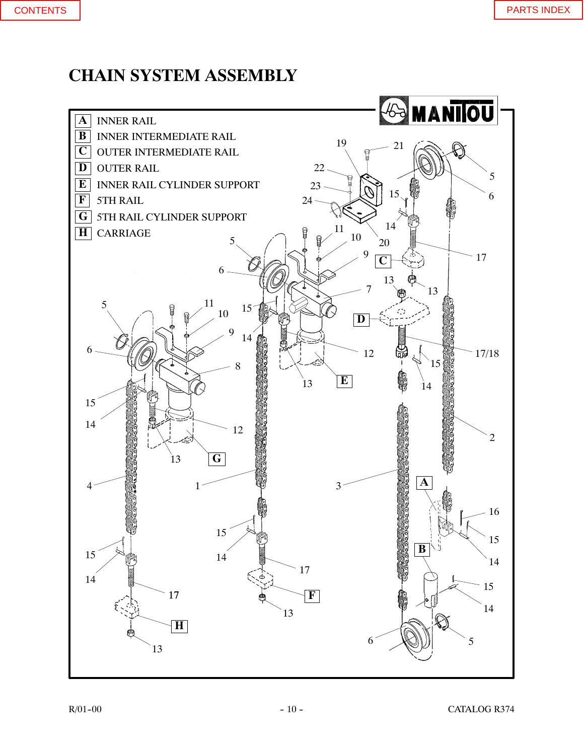# CHAIN SYSTEM ASSEMBLY

| | |
|---|---|
| A | INNER RAIL |
| B | INNER INTERMEDIATE RAIL |
| C | OUTER INTERMEDIATE RAIL |
| D | OUTER RAIL |
| E | INNER RAIL CYLINDER SUPPORT |
| F | 5TH RAIL |
| G | 5TH RAIL CYLINDER SUPPORT |
| H | CARRIAGE |

R/01-00

CATALOG R374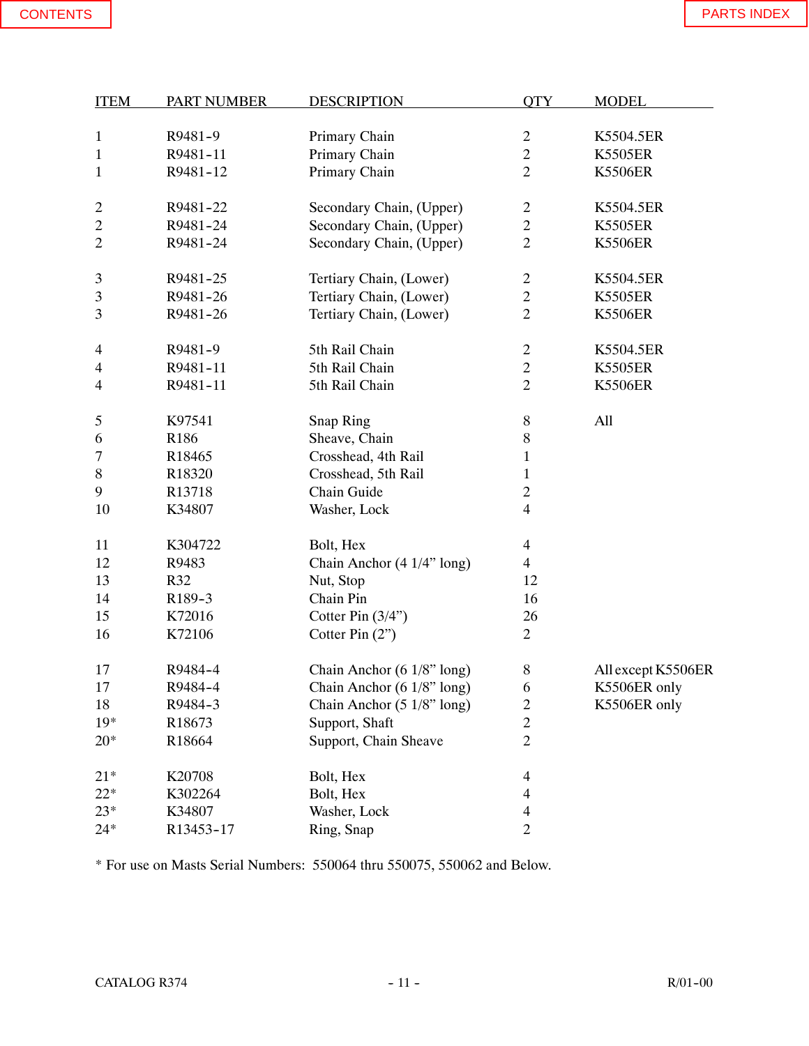| ITEM | PART NUMBER | DESCRIPTION | QTY | MODEL |
|---|---|---|---|---|
| 1 | R9481-9 | Primary Chain | 2 | K5504.5ER |
| 1 | R9481-11 | Primary Chain | 2 | K5505ER |
| 1 | R9481-12 | Primary Chain | 2 | K5506ER |
| 2 | R9481-22 | Secondary Chain, (Upper) | 2 | K5504.5ER |
| 2 | R9481-24 | Secondary Chain, (Upper) | 2 | K5505ER |
| 2 | R9481-24 | Secondary Chain, (Upper) | 2 | K5506ER |
| 3 | R9481-25 | Tertiary Chain, (Lower) | 2 | K5504.5ER |
| 3 | R9481-26 | Tertiary Chain, (Lower) | 2 | K5505ER |
| 3 | R9481-26 | Tertiary Chain, (Lower) | 2 | K5506ER |
| 4 | R9481-9 | 5th Rail Chain | 2 | K5504.5ER |
| 4 | R9481-11 | 5th Rail Chain | 2 | K5505ER |
| 4 | R9481-11 | 5th Rail Chain | 2 | K5506ER |
| 5 | K97541 | Snap Ring | 8 | All |
| 6 | R186 | Sheave, Chain | 8 | |
| 7 | R18465 | Crosshead, 4th Rail | 1 | |
| 8 | R18320 | Crosshead, 5th Rail | 1 | |
| 9 | R13718 | Chain Guide | 2 | |
| 10 | K34807 | Washer, Lock | 4 | |
| 11 | K304722 | Bolt, Hex | 4 | |
| 12 | R9483 | Chain Anchor (4 1/4" long) | 4 | |
| 13 | R32 | Nut, Stop | 12 | |
| 14 | R189-3 | Chain Pin | 16 | |
| 15 | K72016 | Cotter Pin (3/4") | 26 | |
| 16 | K72106 | Cotter Pin (2") | 2 | |
| 17 | R9484-4 | Chain Anchor (6 1/8" long) | 8 | All except K5506ER |
| 17 | R9484-4 | Chain Anchor (6 1/8" long) | 6 | K5506ER only |
| 18 | R9484-3 | Chain Anchor (5 1/8" long) | 2 | K5506ER only |
| 19* | R18673 | Support, Shaft | 2 | |
| 20* | R18664 | Support, Chain Sheave | 2 | |
| 21* | K20708 | Bolt, Hex | 4 | |
| 22* | K302264 | Bolt, Hex | 4 | |
| 23* | K34807 | Washer, Lock | 4 | |
| 24* | R13453-17 | Ring, Snap | 2 | |

* For use on Masts Serial Numbers: 550064 thru 550075, 550062 and Below.

CATALOG R374 R/01-00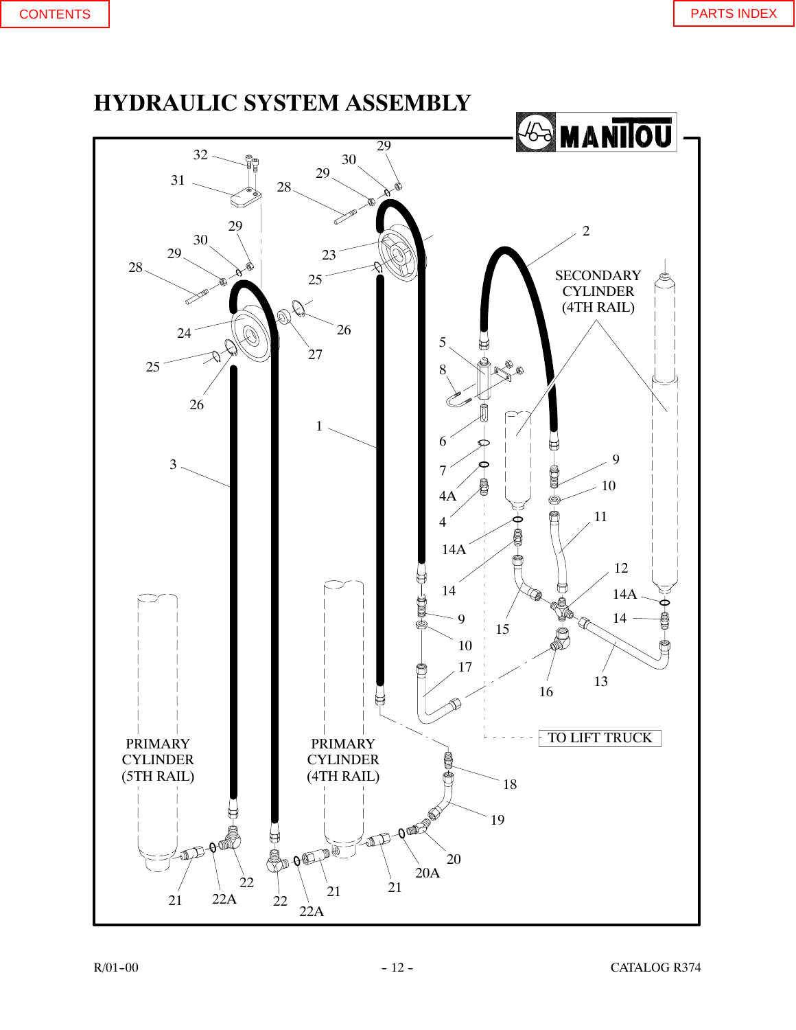# HYDRAULIC SYSTEM ASSEMBLY

MANITOU

SECONDARY CYLINDER (4TH RAIL)

PRIMARY CYLINDER (5TH RAIL)

PRIMARY CYLINDER (4TH RAIL)

TO LIFT TRUCK

32, 31, 30, 29, 28, 29, 30, 29, 28, 29, 23, 25, 24, 26, 27, 25, 26, 2, 5, 8, 1, 6, 7, 4A, 4, 3, 9, 10, 11, 14A, 14, 12, 14A, 14, 9, 10, 15, 17, 16, 13, 18, 19, 20, 20A, 21, 22, 22A, 22, 22A, 21, 21

R/01-00 CATALOG R374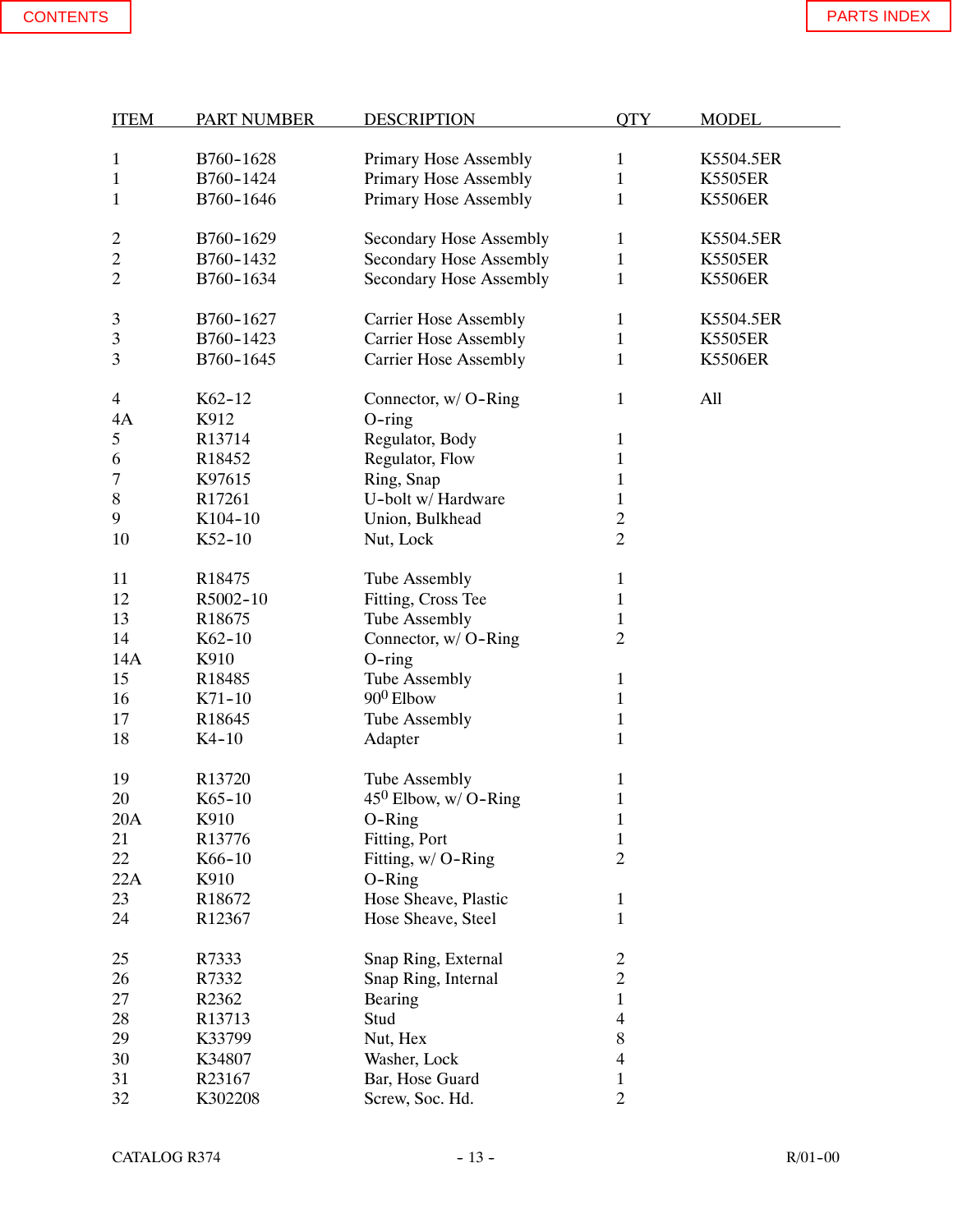| ITEM | PART NUMBER | DESCRIPTION | QTY | MODEL |
|---|---|---|---|---|
| 1 | B760-1628 | Primary Hose Assembly | 1 | K5504.5ER |
| 1 | B760-1424 | Primary Hose Assembly | 1 | K5505ER |
| 1 | B760-1646 | Primary Hose Assembly | 1 | K5506ER |
| 2 | B760-1629 | Secondary Hose Assembly | 1 | K5504.5ER |
| 2 | B760-1432 | Secondary Hose Assembly | 1 | K5505ER |
| 2 | B760-1634 | Secondary Hose Assembly | 1 | K5506ER |
| 3 | B760-1627 | Carrier Hose Assembly | 1 | K5504.5ER |
| 3 | B760-1423 | Carrier Hose Assembly | 1 | K5505ER |
| 3 | B760-1645 | Carrier Hose Assembly | 1 | K5506ER |
| 4 | K62-12 | Connector, w/ O-Ring | 1 | All |
| 4A | K912 | O-ring | | |
| 5 | R13714 | Regulator, Body | 1 | |
| 6 | R18452 | Regulator, Flow | 1 | |
| 7 | K97615 | Ring, Snap | 1 | |
| 8 | R17261 | U-bolt w/ Hardware | 1 | |
| 9 | K104-10 | Union, Bulkhead | 2 | |
| 10 | K52-10 | Nut, Lock | 2 | |
| 11 | R18475 | Tube Assembly | 1 | |
| 12 | R5002-10 | Fitting, Cross Tee | 1 | |
| 13 | R18675 | Tube Assembly | 1 | |
| 14 | K62-10 | Connector, w/ O-Ring | 2 | |
| 14A | K910 | O-ring | | |
| 15 | R18485 | Tube Assembly | 1 | |
| 16 | K71-10 | $90^0$ Elbow | 1 | |
| 17 | R18645 | Tube Assembly | 1 | |
| 18 | K4-10 | Adapter | 1 | |
| 19 | R13720 | Tube Assembly | 1 | |
| 20 | K65-10 | $45^0$ Elbow, w/ O-Ring | 1 | |
| 20A | K910 | O-Ring | 1 | |
| 21 | R13776 | Fitting, Port | 1 | |
| 22 | K66-10 | Fitting, w/ O-Ring | 2 | |
| 22A | K910 | O-Ring | | |
| 23 | R18672 | Hose Sheave, Plastic | 1 | |
| 24 | R12367 | Hose Sheave, Steel | 1 | |
| 25 | R7333 | Snap Ring, External | 2 | |
| 26 | R7332 | Snap Ring, Internal | 2 | |
| 27 | R2362 | Bearing | 1 | |
| 28 | R13713 | Stud | 4 | |
| 29 | K33799 | Nut, Hex | 8 | |
| 30 | K34807 | Washer, Lock | 4 | |
| 31 | R23167 | Bar, Hose Guard | 1 | |
| 32 | K302208 | Screw, Soc. Hd. | 2 | |

CATALOG R374 R/01-00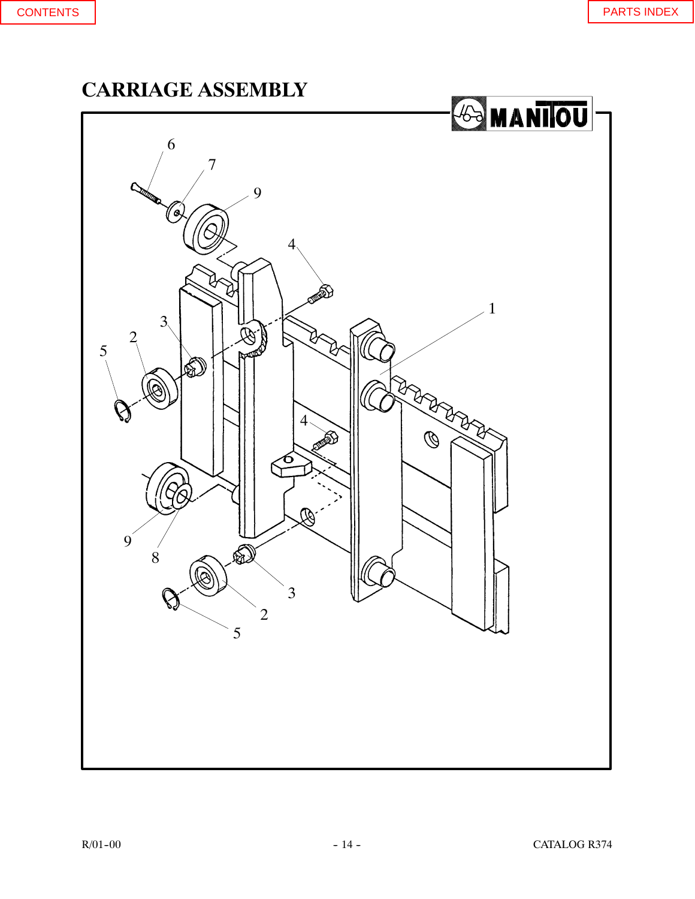# CARRIAGE ASSEMBLY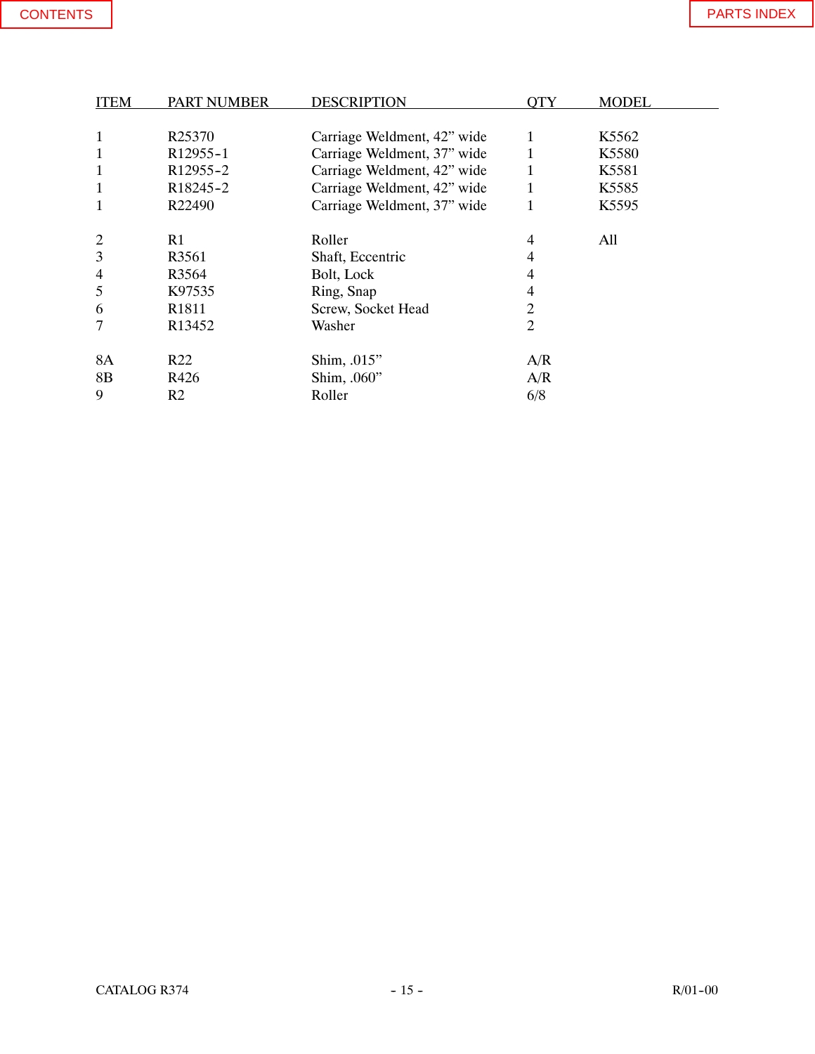| ITEM | PART NUMBER | DESCRIPTION | QTY | MODEL |
|---|---|---|---|---|
| 1 | R25370 | Carriage Weldment, 42” wide | 1 | K5562 |
| 1 | R12955-1 | Carriage Weldment, 37” wide | 1 | K5580 |
| 1 | R12955-2 | Carriage Weldment, 42” wide | 1 | K5581 |
| 1 | R18245-2 | Carriage Weldment, 42” wide | 1 | K5585 |
| 1 | R22490 | Carriage Weldment, 37” wide | 1 | K5595 |
| 2 | R1 | Roller | 4 | All |
| 3 | R3561 | Shaft, Eccentric | 4 | |
| 4 | R3564 | Bolt, Lock | 4 | |
| 5 | K97535 | Ring, Snap | 4 | |
| 6 | R1811 | Screw, Socket Head | 2 | |
| 7 | R13452 | Washer | 2 | |
| 8A | R22 | Shim, .015” | A/R | |
| 8B | R426 | Shim, .060” | A/R | |
| 9 | R2 | Roller | 6/8 | |

CATALOG R374 R/01-00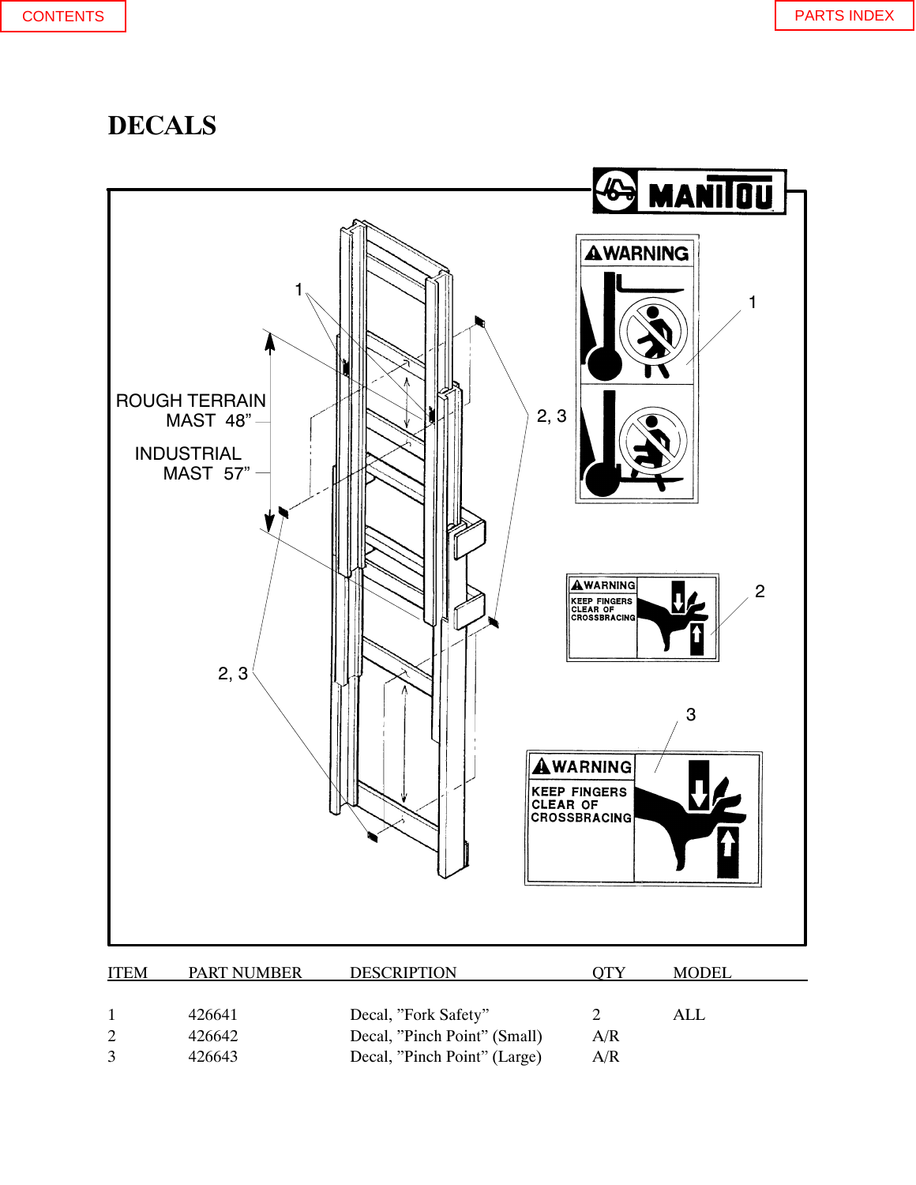# DECALS

| ITEM | PART NUMBER | DESCRIPTION | QTY | MODEL |
|---|---|---|---|---|
| 1 | 426641 | Decal, ”Fork Safety” | 2 | ALL |
| 2 | 426642 | Decal, ”Pinch Point” (Small) | A/R | |
| 3 | 426643 | Decal, ”Pinch Point” (Large) | A/R | |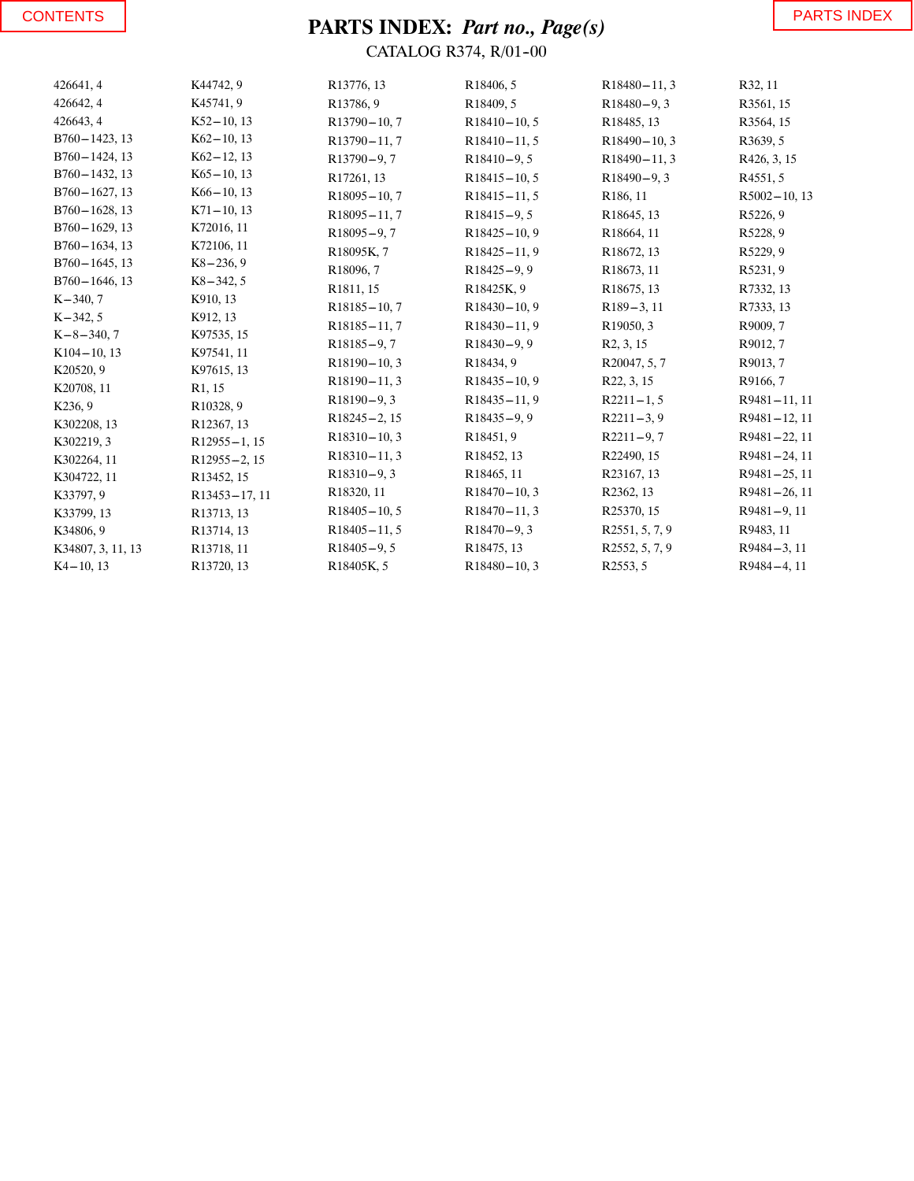# PARTS INDEX: *Part no., Page(s)*

CATALOG R374, R/01-00

426641, 4
426642, 4
426643, 4
B760-1423, 13
B760-1424, 13
B760-1432, 13
B760-1627, 13
B760-1628, 13
B760-1629, 13
B760-1634, 13
B760-1645, 13
B760-1646, 13
K-340, 7
K-342, 5
K-8-340, 7
K104-10, 13
K20520, 9
K20708, 11
K236, 9
K302208, 13
K302219, 3
K302264, 11
K304722, 11
K33797, 9
K33799, 13
K34806, 9
K34807, 3, 11, 13
K4-10, 13
K44742, 9
K45741, 9
K52-10, 13
K62-10, 13
K62-12, 13
K65-10, 13
K66-10, 13
K71-10, 13
K72016, 11
K72106, 11
K8-236, 9
K8-342, 5
K910, 13
K912, 13
K97535, 15
K97541, 11
K97615, 13
R1, 15
R10328, 9
R12367, 13
R12955-1, 15
R12955-2, 15
R13452, 15
R13453-17, 11
R13713, 13
R13714, 13
R13718, 11
R13720, 13
R13776, 13
R13786, 9
R13790-10, 7
R13790-11, 7
R13790-9, 7
R17261, 13
R18095-10, 7
R18095-11, 7
R18095-9, 7
R18095K, 7
R18096, 7
R1811, 15
R18185-10, 7
R18185-11, 7
R18185-9, 7
R18190-10, 3
R18190-11, 3
R18190-9, 3
R18245-2, 15
R18310-10, 3
R18310-11, 3
R18310-9, 3
R18320, 11
R18405-10, 5
R18405-11, 5
R18405-9, 5
R18405K, 5
R18406, 5
R18409, 5
R18410-10, 5
R18410-11, 5
R18410-9, 5
R18415-10, 5
R18415-11, 5
R18415-9, 5
R18425-10, 9
R18425-11, 9
R18425-9, 9
R18425K, 9
R18430-10, 9
R18430-11, 9
R18430-9, 9
R18434, 9
R18435-10, 9
R18435-11, 9
R18435-9, 9
R18451, 9
R18452, 13
R18465, 11
R18470-10, 3
R18470-11, 3
R18470-9, 3
R18475, 13
R18480-10, 3
R18480-11, 3
R18480-9, 3
R18485, 13
R18490-10, 3
R18490-11, 3
R18490-9, 3
R186, 11
R18645, 13
R18664, 11
R18672, 13
R18673, 11
R18675, 13
R189-3, 11
R19050, 3
R2, 3, 15
R20047, 5, 7
R22, 3, 15
R2211-1, 5
R2211-3, 9
R2211-9, 7
R22490, 15
R23167, 13
R2362, 13
R25370, 15
R2551, 5, 7, 9
R2552, 5, 7, 9
R2553, 5
R32, 11
R3561, 15
R3564, 15
R3639, 5
R426, 3, 15
R4551, 5
R5002-10, 13
R5226, 9
R5228, 9
R5229, 9
R5231, 9
R7332, 13
R7333, 13
R9009, 7
R9012, 7
R9013, 7
R9166, 7
R9481-11, 11
R9481-12, 11
R9481-22, 11
R9481-24, 11
R9481-25, 11
R9481-26, 11
R9481-9, 11
R9483, 11
R9484-3, 11
R9484-4, 11